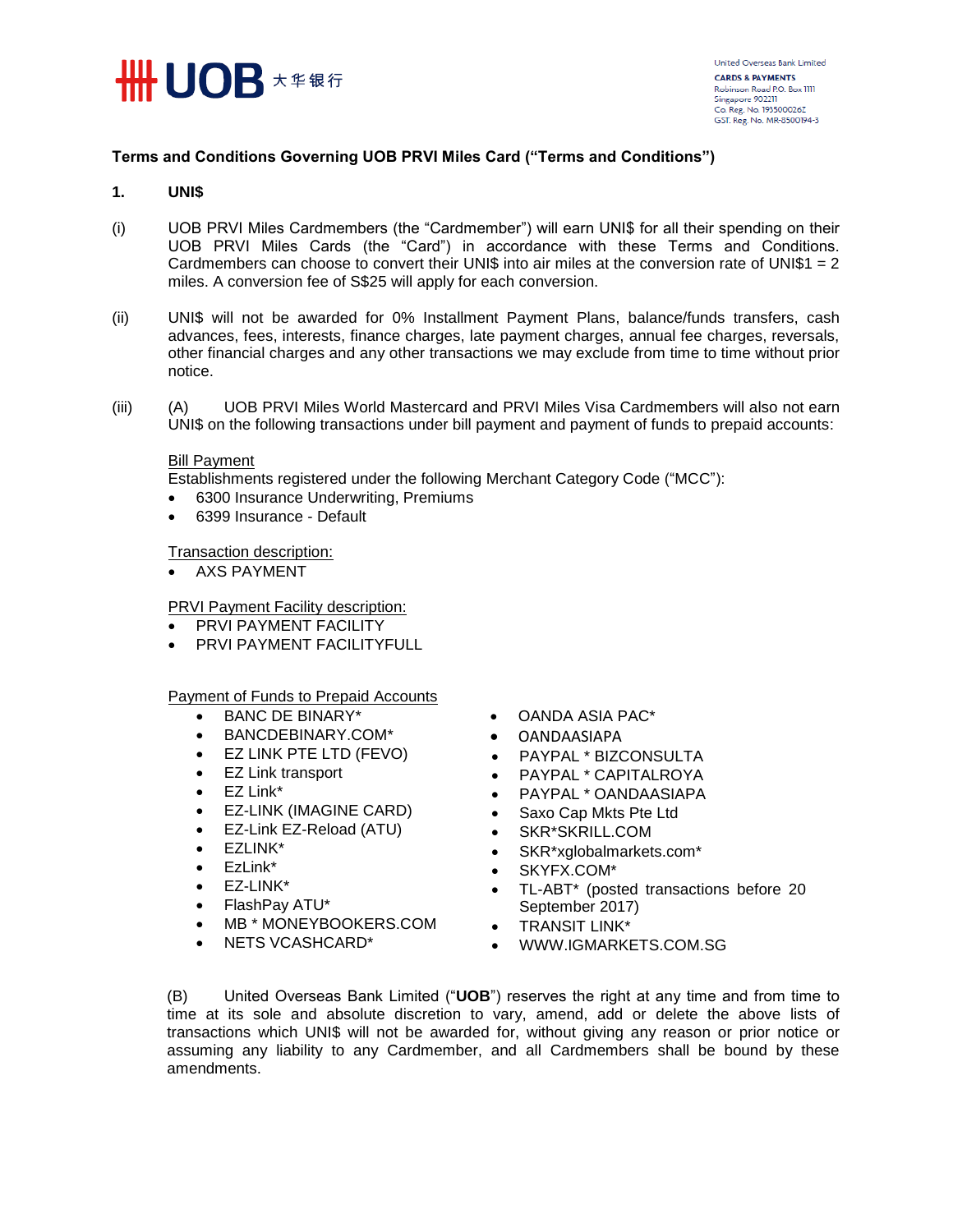United Overseas Bank Limited
**CARDS & PAYMENTS**
Robinson Road P.O. Box 1111
Singapore 902211
Co. Reg. No. 193500026Z
GST. Reg. No. MR-8500194-3

**Terms and Conditions Governing UOB PRVI Miles Card ("Terms and Conditions")**

## 1. UNI$

(i) UOB PRVI Miles Cardmembers (the "Cardmember") will earn UNI$ for all their spending on their UOB PRVI Miles Cards (the "Card") in accordance with these Terms and Conditions. Cardmembers can choose to convert their UNI$ into air miles at the conversion rate of UNI$1 = 2 miles. A conversion fee of S$25 will apply for each conversion.

(ii) UNI$ will not be awarded for 0% Installment Payment Plans, balance/funds transfers, cash advances, fees, interests, finance charges, late payment charges, annual fee charges, reversals, other financial charges and any other transactions we may exclude from time to time without prior notice.

(iii) (A) UOB PRVI Miles World Mastercard and PRVI Miles Visa Cardmembers will also not earn UNI$ on the following transactions under bill payment and payment of funds to prepaid accounts:

Bill Payment
Establishments registered under the following Merchant Category Code ("MCC"):

- 6300 Insurance Underwriting, Premiums
- 6399 Insurance - Default

Transaction description:

- AXS PAYMENT

PRVI Payment Facility description:

- PRVI PAYMENT FACILITY
- PRVI PAYMENT FACILITYFULL

Payment of Funds to Prepaid Accounts

- BANC DE BINARY*
- BANCDEBINARY.COM*
- EZ LINK PTE LTD (FEVO)
- EZ Link transport
- EZ Link*
- EZ-LINK (IMAGINE CARD)
- EZ-Link EZ-Reload (ATU)
- EZLINK*
- EzLink*
- EZ-LINK*
- FlashPay ATU*
- MB * MONEYBOOKERS.COM
- NETS VCASHCARD*
- OANDA ASIA PAC*
- OANDAASIAPA
- PAYPAL * BIZCONSULTA
- PAYPAL * CAPITALROYA
- PAYPAL * OANDAASIAPA
- Saxo Cap Mkts Pte Ltd
- SKR*SKRILL.COM
- SKR*xglobalmarkets.com*
- SKYFX.COM*
- TL-ABT* (posted transactions before 20 September 2017)
- TRANSIT LINK*
- WWW.IGMARKETS.COM.SG

(B) United Overseas Bank Limited ("**UOB**") reserves the right at any time and from time to time at its sole and absolute discretion to vary, amend, add or delete the above lists of transactions which UNI$ will not be awarded for, without giving any reason or prior notice or assuming any liability to any Cardmember, and all Cardmembers shall be bound by these amendments.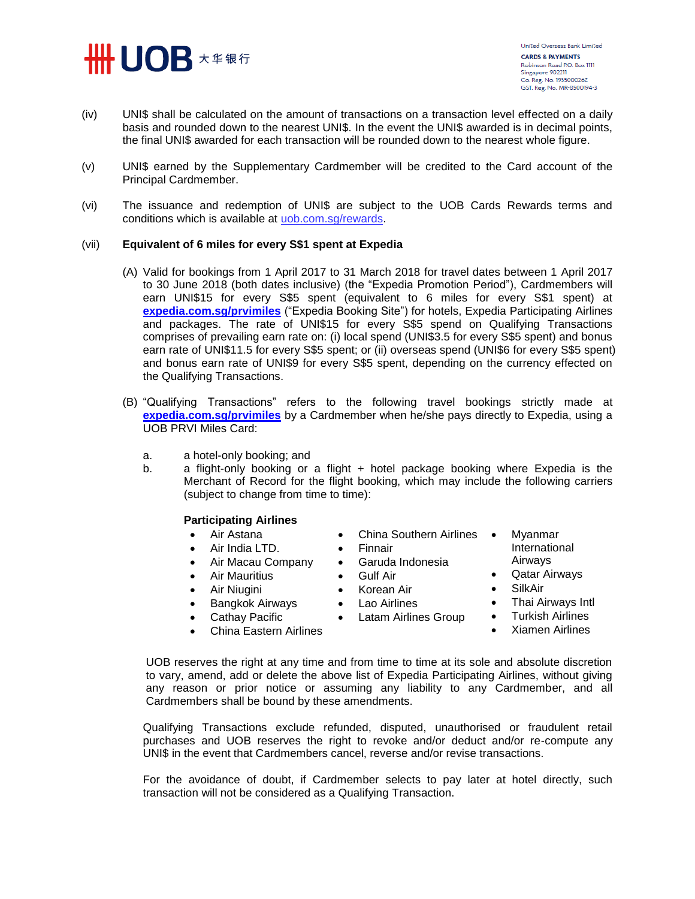(iv) UNI$ shall be calculated on the amount of transactions on a transaction level effected on a daily basis and rounded down to the nearest UNI$. In the event the UNI$ awarded is in decimal points, the final UNI$ awarded for each transaction will be rounded down to the nearest whole figure.

(v) UNI$ earned by the Supplementary Cardmember will be credited to the Card account of the Principal Cardmember.

(vi) The issuance and redemption of UNI$ are subject to the UOB Cards Rewards terms and conditions which is available at uob.com.sg/rewards.

(vii) **Equivalent of 6 miles for every S$1 spent at Expedia**

(A) Valid for bookings from 1 April 2017 to 31 March 2018 for travel dates between 1 April 2017 to 30 June 2018 (both dates inclusive) (the "Expedia Promotion Period"), Cardmembers will earn UNI$15 for every S$5 spent (equivalent to 6 miles for every S$1 spent) at **expedia.com.sg/prvimiles** ("Expedia Booking Site") for hotels, Expedia Participating Airlines and packages. The rate of UNI$15 for every S$5 spend on Qualifying Transactions comprises of prevailing earn rate on: (i) local spend (UNI$3.5 for every S$5 spent) and bonus earn rate of UNI$11.5 for every S$5 spent; or (ii) overseas spend (UNI$6 for every S$5 spent) and bonus earn rate of UNI$9 for every S$5 spent, depending on the currency effected on the Qualifying Transactions.

(B) "Qualifying Transactions" refers to the following travel bookings strictly made at **expedia.com.sg/prvimiles** by a Cardmember when he/she pays directly to Expedia, using a UOB PRVI Miles Card:

a. a hotel-only booking; and

b. a flight-only booking or a flight + hotel package booking where Expedia is the Merchant of Record for the flight booking, which may include the following carriers (subject to change from time to time):

**Participating Airlines**

- Air Astana
- Air India LTD.
- Air Macau Company
- Air Mauritius
- Air Niugini
- Bangkok Airways
- Cathay Pacific
- China Eastern Airlines
- China Southern Airlines
- Finnair
- Garuda Indonesia
- Gulf Air
- Korean Air
- Lao Airlines
- Latam Airlines Group
- Myanmar International Airways
- Qatar Airways
- SilkAir
- Thai Airways Intl
- Turkish Airlines
- Xiamen Airlines

UOB reserves the right at any time and from time to time at its sole and absolute discretion to vary, amend, add or delete the above list of Expedia Participating Airlines, without giving any reason or prior notice or assuming any liability to any Cardmember, and all Cardmembers shall be bound by these amendments.

Qualifying Transactions exclude refunded, disputed, unauthorised or fraudulent retail purchases and UOB reserves the right to revoke and/or deduct and/or re-compute any UNI$ in the event that Cardmembers cancel, reverse and/or revise transactions.

For the avoidance of doubt, if Cardmember selects to pay later at hotel directly, such transaction will not be considered as a Qualifying Transaction.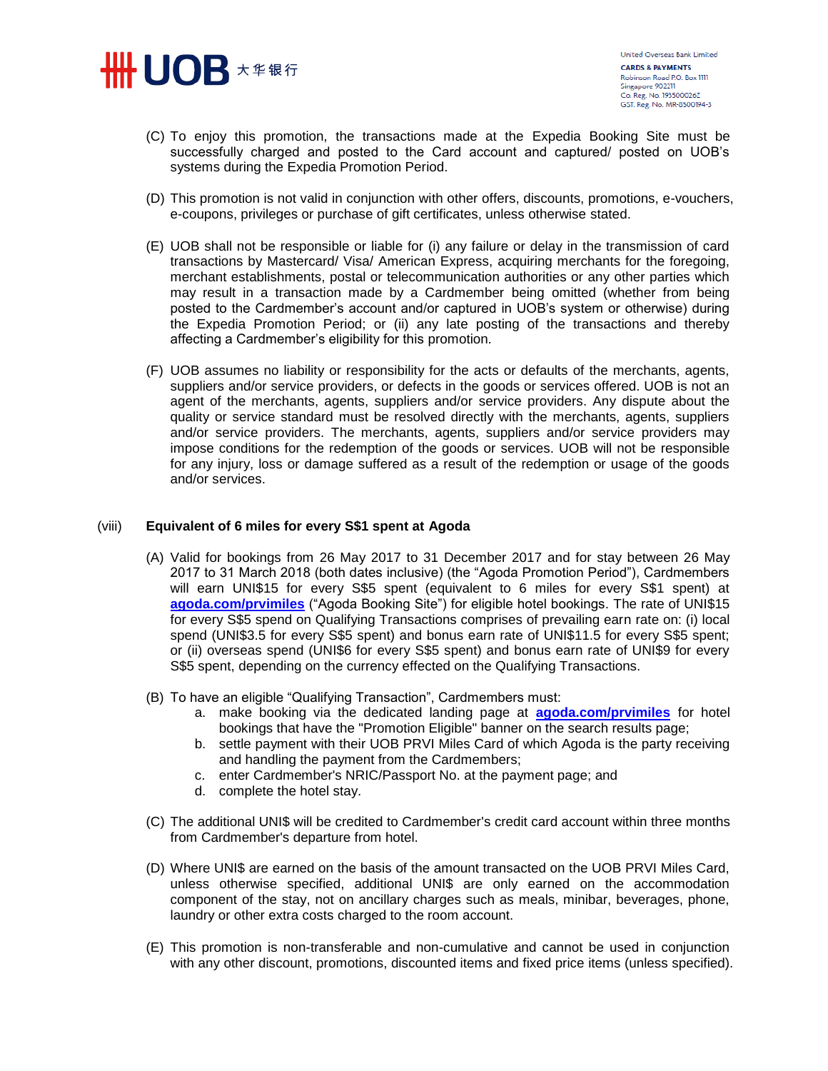(C) To enjoy this promotion, the transactions made at the Expedia Booking Site must be successfully charged and posted to the Card account and captured/ posted on UOB's systems during the Expedia Promotion Period.

(D) This promotion is not valid in conjunction with other offers, discounts, promotions, e-vouchers, e-coupons, privileges or purchase of gift certificates, unless otherwise stated.

(E) UOB shall not be responsible or liable for (i) any failure or delay in the transmission of card transactions by Mastercard/ Visa/ American Express, acquiring merchants for the foregoing, merchant establishments, postal or telecommunication authorities or any other parties which may result in a transaction made by a Cardmember being omitted (whether from being posted to the Cardmember's account and/or captured in UOB's system or otherwise) during the Expedia Promotion Period; or (ii) any late posting of the transactions and thereby affecting a Cardmember's eligibility for this promotion.

(F) UOB assumes no liability or responsibility for the acts or defaults of the merchants, agents, suppliers and/or service providers, or defects in the goods or services offered. UOB is not an agent of the merchants, agents, suppliers and/or service providers. Any dispute about the quality or service standard must be resolved directly with the merchants, agents, suppliers and/or service providers. The merchants, agents, suppliers and/or service providers may impose conditions for the redemption of the goods or services. UOB will not be responsible for any injury, loss or damage suffered as a result of the redemption or usage of the goods and/or services.

(viii) **Equivalent of 6 miles for every S$1 spent at Agoda**

(A) Valid for bookings from 26 May 2017 to 31 December 2017 and for stay between 26 May 2017 to 31 March 2018 (both dates inclusive) (the "Agoda Promotion Period"), Cardmembers will earn UNI$15 for every S$5 spent (equivalent to 6 miles for every S$1 spent) at **agoda.com/prvimiles** ("Agoda Booking Site") for eligible hotel bookings. The rate of UNI$15 for every S$5 spend on Qualifying Transactions comprises of prevailing earn rate on: (i) local spend (UNI$3.5 for every S$5 spent) and bonus earn rate of UNI$11.5 for every S$5 spent; or (ii) overseas spend (UNI$6 for every S$5 spent) and bonus earn rate of UNI$9 for every S$5 spent, depending on the currency effected on the Qualifying Transactions.

(B) To have an eligible "Qualifying Transaction", Cardmembers must:
   a. make booking via the dedicated landing page at **agoda.com/prvimiles** for hotel bookings that have the "Promotion Eligible" banner on the search results page;
   b. settle payment with their UOB PRVI Miles Card of which Agoda is the party receiving and handling the payment from the Cardmembers;
   c. enter Cardmember's NRIC/Passport No. at the payment page; and
   d. complete the hotel stay.

(C) The additional UNI$ will be credited to Cardmember's credit card account within three months from Cardmember's departure from hotel.

(D) Where UNI$ are earned on the basis of the amount transacted on the UOB PRVI Miles Card, unless otherwise specified, additional UNI$ are only earned on the accommodation component of the stay, not on ancillary charges such as meals, minibar, beverages, phone, laundry or other extra costs charged to the room account.

(E) This promotion is non-transferable and non-cumulative and cannot be used in conjunction with any other discount, promotions, discounted items and fixed price items (unless specified).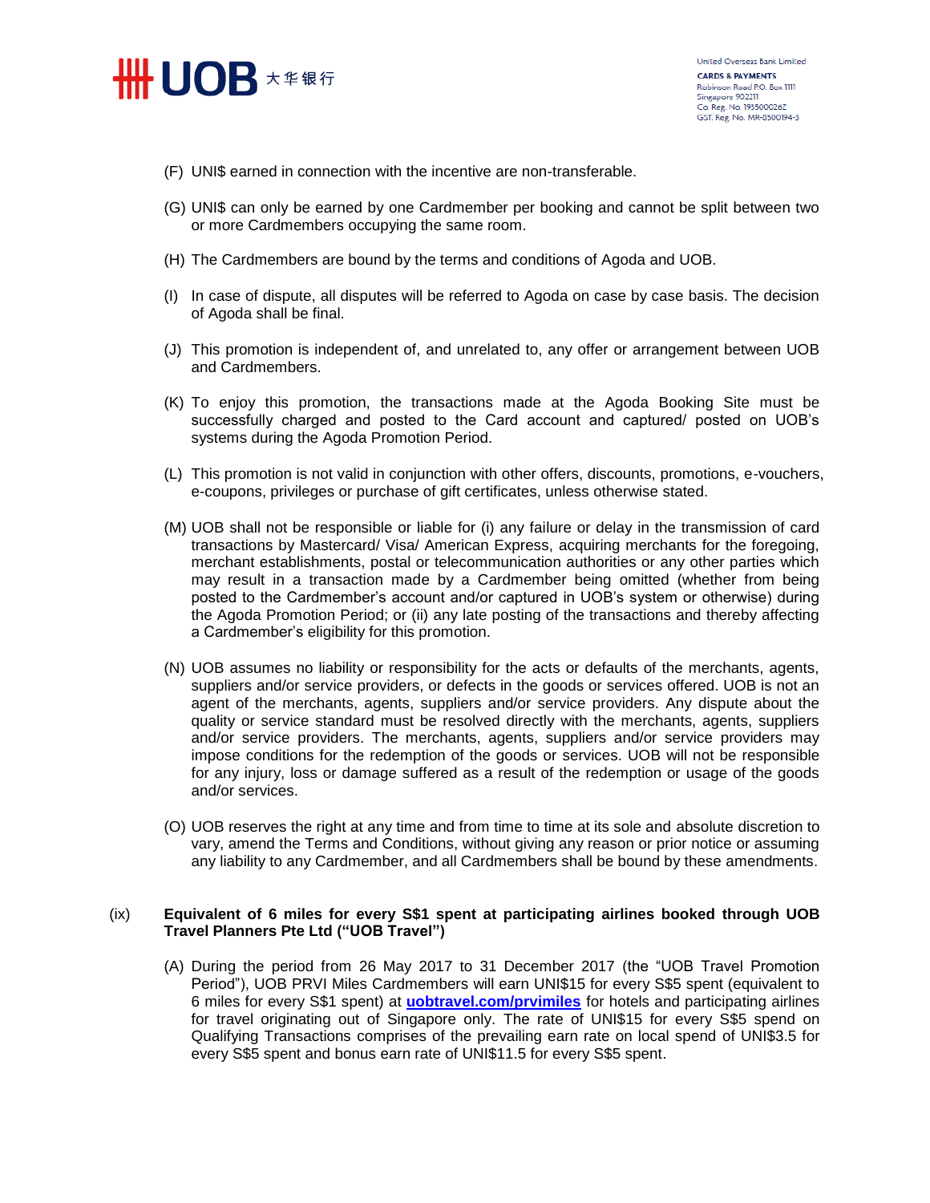(F) UNI$ earned in connection with the incentive are non-transferable.

(G) UNI$ can only be earned by one Cardmember per booking and cannot be split between two or more Cardmembers occupying the same room.

(H) The Cardmembers are bound by the terms and conditions of Agoda and UOB.

(I) In case of dispute, all disputes will be referred to Agoda on case by case basis. The decision of Agoda shall be final.

(J) This promotion is independent of, and unrelated to, any offer or arrangement between UOB and Cardmembers.

(K) To enjoy this promotion, the transactions made at the Agoda Booking Site must be successfully charged and posted to the Card account and captured/ posted on UOB's systems during the Agoda Promotion Period.

(L) This promotion is not valid in conjunction with other offers, discounts, promotions, e-vouchers, e-coupons, privileges or purchase of gift certificates, unless otherwise stated.

(M) UOB shall not be responsible or liable for (i) any failure or delay in the transmission of card transactions by Mastercard/ Visa/ American Express, acquiring merchants for the foregoing, merchant establishments, postal or telecommunication authorities or any other parties which may result in a transaction made by a Cardmember being omitted (whether from being posted to the Cardmember's account and/or captured in UOB's system or otherwise) during the Agoda Promotion Period; or (ii) any late posting of the transactions and thereby affecting a Cardmember's eligibility for this promotion.

(N) UOB assumes no liability or responsibility for the acts or defaults of the merchants, agents, suppliers and/or service providers, or defects in the goods or services offered. UOB is not an agent of the merchants, agents, suppliers and/or service providers. Any dispute about the quality or service standard must be resolved directly with the merchants, agents, suppliers and/or service providers. The merchants, agents, suppliers and/or service providers may impose conditions for the redemption of the goods or services. UOB will not be responsible for any injury, loss or damage suffered as a result of the redemption or usage of the goods and/or services.

(O) UOB reserves the right at any time and from time to time at its sole and absolute discretion to vary, amend the Terms and Conditions, without giving any reason or prior notice or assuming any liability to any Cardmember, and all Cardmembers shall be bound by these amendments.

(ix) **Equivalent of 6 miles for every S$1 spent at participating airlines booked through UOB Travel Planners Pte Ltd ("UOB Travel")**

(A) During the period from 26 May 2017 to 31 December 2017 (the "UOB Travel Promotion Period"), UOB PRVI Miles Cardmembers will earn UNI$15 for every S$5 spent (equivalent to 6 miles for every S$1 spent) at **uobtravel.com/prvimiles** for hotels and participating airlines for travel originating out of Singapore only. The rate of UNI$15 for every S$5 spend on Qualifying Transactions comprises of the prevailing earn rate on local spend of UNI$3.5 for every S$5 spent and bonus earn rate of UNI$11.5 for every S$5 spent.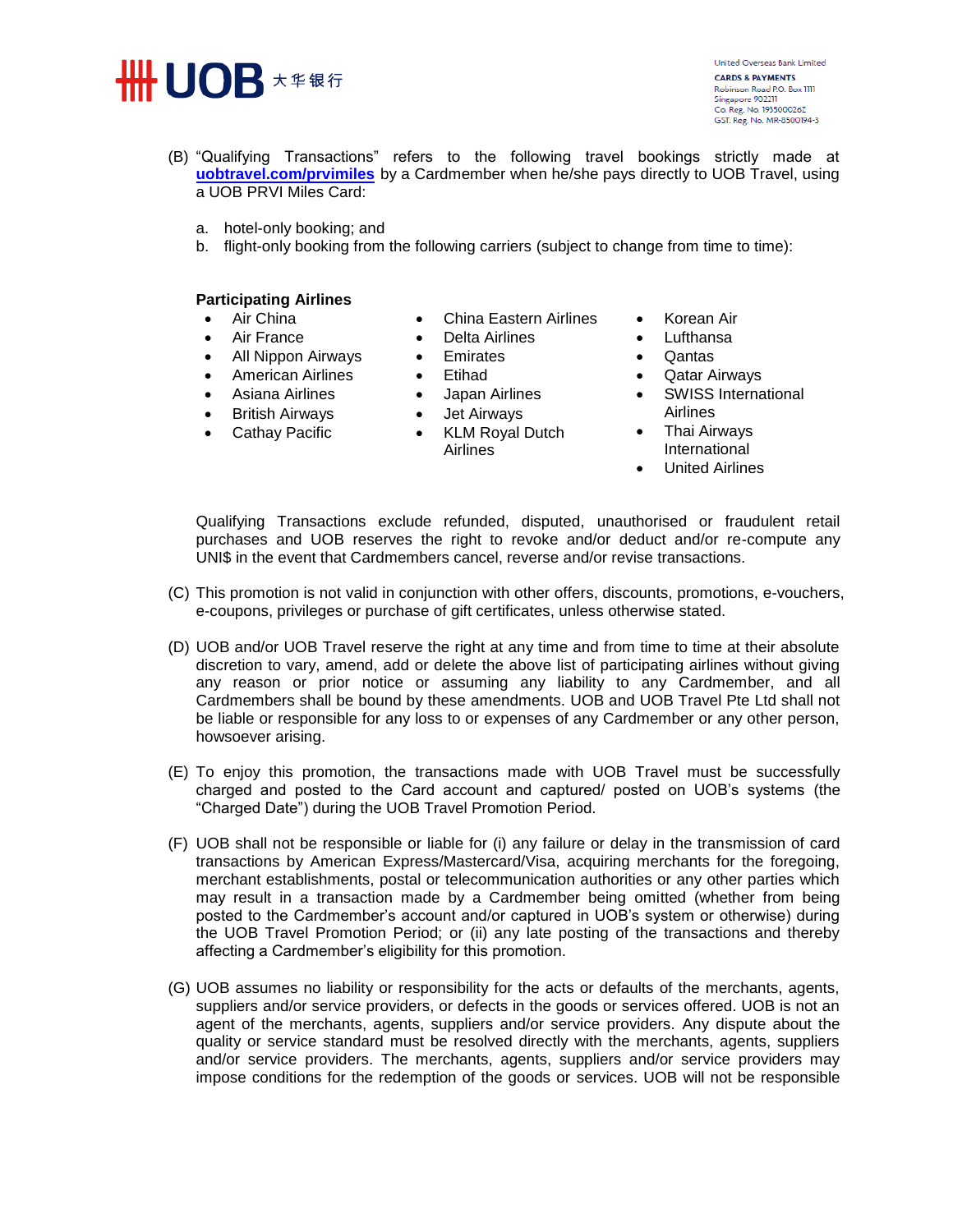(B) "Qualifying Transactions" refers to the following travel bookings strictly made at **uobtravel.com/prvimiles** by a Cardmember when he/she pays directly to UOB Travel, using a UOB PRVI Miles Card:

a. hotel-only booking; and
b. flight-only booking from the following carriers (subject to change from time to time):

**Participating Airlines**

- Air China
- Air France
- All Nippon Airways
- American Airlines
- Asiana Airlines
- British Airways
- Cathay Pacific
- China Eastern Airlines
- Delta Airlines
- Emirates
- Etihad
- Japan Airlines
- Jet Airways
- KLM Royal Dutch Airlines
- Korean Air
- Lufthansa
- Qantas
- Qatar Airways
- SWISS International Airlines
- Thai Airways International
- United Airlines

Qualifying Transactions exclude refunded, disputed, unauthorised or fraudulent retail purchases and UOB reserves the right to revoke and/or deduct and/or re-compute any UNI$ in the event that Cardmembers cancel, reverse and/or revise transactions.

(C) This promotion is not valid in conjunction with other offers, discounts, promotions, e-vouchers, e-coupons, privileges or purchase of gift certificates, unless otherwise stated.

(D) UOB and/or UOB Travel reserve the right at any time and from time to time at their absolute discretion to vary, amend, add or delete the above list of participating airlines without giving any reason or prior notice or assuming any liability to any Cardmember, and all Cardmembers shall be bound by these amendments. UOB and UOB Travel Pte Ltd shall not be liable or responsible for any loss to or expenses of any Cardmember or any other person, howsoever arising.

(E) To enjoy this promotion, the transactions made with UOB Travel must be successfully charged and posted to the Card account and captured/ posted on UOB's systems (the "Charged Date") during the UOB Travel Promotion Period.

(F) UOB shall not be responsible or liable for (i) any failure or delay in the transmission of card transactions by American Express/Mastercard/Visa, acquiring merchants for the foregoing, merchant establishments, postal or telecommunication authorities or any other parties which may result in a transaction made by a Cardmember being omitted (whether from being posted to the Cardmember's account and/or captured in UOB's system or otherwise) during the UOB Travel Promotion Period; or (ii) any late posting of the transactions and thereby affecting a Cardmember's eligibility for this promotion.

(G) UOB assumes no liability or responsibility for the acts or defaults of the merchants, agents, suppliers and/or service providers, or defects in the goods or services offered. UOB is not an agent of the merchants, agents, suppliers and/or service providers. Any dispute about the quality or service standard must be resolved directly with the merchants, agents, suppliers and/or service providers. The merchants, agents, suppliers and/or service providers may impose conditions for the redemption of the goods or services. UOB will not be responsible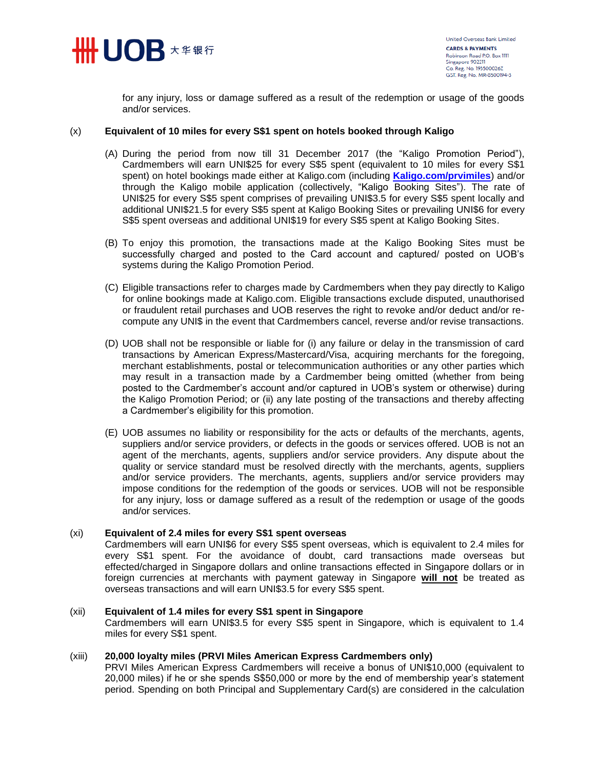for any injury, loss or damage suffered as a result of the redemption or usage of the goods and/or services.

(x) **Equivalent of 10 miles for every S$1 spent on hotels booked through Kaligo**

(A) During the period from now till 31 December 2017 (the “Kaligo Promotion Period”), Cardmembers will earn UNI$25 for every S$5 spent (equivalent to 10 miles for every S$1 spent) on hotel bookings made either at Kaligo.com (including **Kaligo.com/prvimiles**) and/or through the Kaligo mobile application (collectively, “Kaligo Booking Sites”). The rate of UNI$25 for every S$5 spent comprises of prevailing UNI$3.5 for every S$5 spent locally and additional UNI$21.5 for every S$5 spent at Kaligo Booking Sites or prevailing UNI$6 for every S$5 spent overseas and additional UNI$19 for every S$5 spent at Kaligo Booking Sites.

(B) To enjoy this promotion, the transactions made at the Kaligo Booking Sites must be successfully charged and posted to the Card account and captured/ posted on UOB’s systems during the Kaligo Promotion Period.

(C) Eligible transactions refer to charges made by Cardmembers when they pay directly to Kaligo for online bookings made at Kaligo.com. Eligible transactions exclude disputed, unauthorised or fraudulent retail purchases and UOB reserves the right to revoke and/or deduct and/or re-compute any UNI$ in the event that Cardmembers cancel, reverse and/or revise transactions.

(D) UOB shall not be responsible or liable for (i) any failure or delay in the transmission of card transactions by American Express/Mastercard/Visa, acquiring merchants for the foregoing, merchant establishments, postal or telecommunication authorities or any other parties which may result in a transaction made by a Cardmember being omitted (whether from being posted to the Cardmember’s account and/or captured in UOB’s system or otherwise) during the Kaligo Promotion Period; or (ii) any late posting of the transactions and thereby affecting a Cardmember’s eligibility for this promotion.

(E) UOB assumes no liability or responsibility for the acts or defaults of the merchants, agents, suppliers and/or service providers, or defects in the goods or services offered. UOB is not an agent of the merchants, agents, suppliers and/or service providers. Any dispute about the quality or service standard must be resolved directly with the merchants, agents, suppliers and/or service providers. The merchants, agents, suppliers and/or service providers may impose conditions for the redemption of the goods or services. UOB will not be responsible for any injury, loss or damage suffered as a result of the redemption or usage of the goods and/or services.

(xi) **Equivalent of 2.4 miles for every S$1 spent overseas**
Cardmembers will earn UNI$6 for every S$5 spent overseas, which is equivalent to 2.4 miles for every S$1 spent. For the avoidance of doubt, card transactions made overseas but effected/charged in Singapore dollars and online transactions effected in Singapore dollars or in foreign currencies at merchants with payment gateway in Singapore **will not** be treated as overseas transactions and will earn UNI$3.5 for every S$5 spent.

(xii) **Equivalent of 1.4 miles for every S$1 spent in Singapore**
Cardmembers will earn UNI$3.5 for every S$5 spent in Singapore, which is equivalent to 1.4 miles for every S$1 spent.

(xiii) **20,000 loyalty miles (PRVI Miles American Express Cardmembers only)**
PRVI Miles American Express Cardmembers will receive a bonus of UNI$10,000 (equivalent to 20,000 miles) if he or she spends S$50,000 or more by the end of membership year’s statement period. Spending on both Principal and Supplementary Card(s) are considered in the calculation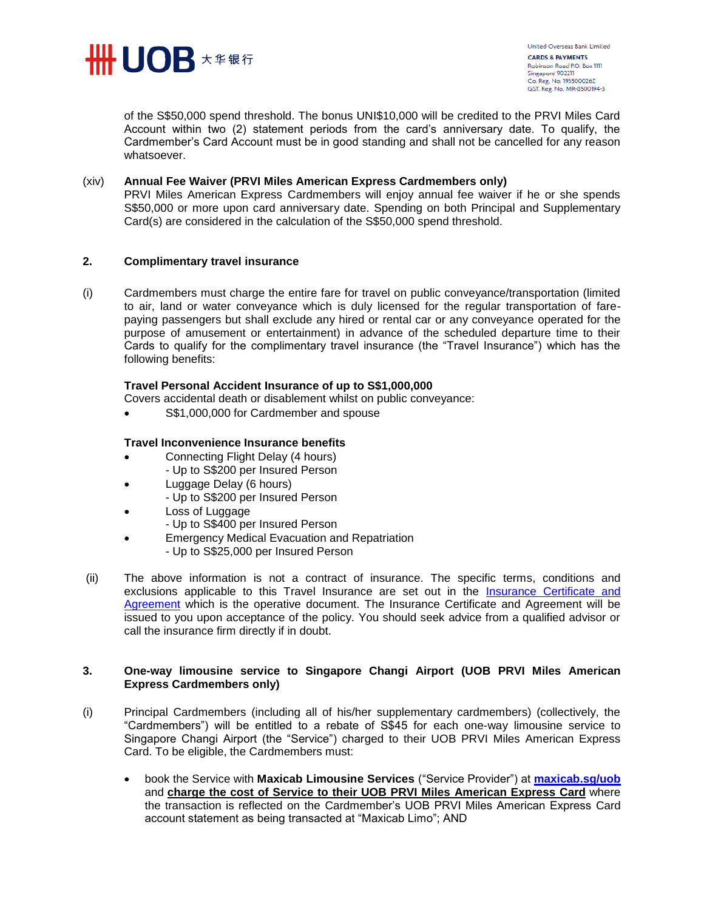of the S$50,000 spend threshold. The bonus UNI$10,000 will be credited to the PRVI Miles Card Account within two (2) statement periods from the card's anniversary date. To qualify, the Cardmember's Card Account must be in good standing and shall not be cancelled for any reason whatsoever.

(xiv) **Annual Fee Waiver (PRVI Miles American Express Cardmembers only)**
PRVI Miles American Express Cardmembers will enjoy annual fee waiver if he or she spends S$50,000 or more upon card anniversary date. Spending on both Principal and Supplementary Card(s) are considered in the calculation of the S$50,000 spend threshold.

## 2. Complimentary travel insurance

(i) Cardmembers must charge the entire fare for travel on public conveyance/transportation (limited to air, land or water conveyance which is duly licensed for the regular transportation of fare-paying passengers but shall exclude any hired or rental car or any conveyance operated for the purpose of amusement or entertainment) in advance of the scheduled departure time to their Cards to qualify for the complimentary travel insurance (the "Travel Insurance") which has the following benefits:

**Travel Personal Accident Insurance of up to S$1,000,000**
Covers accidental death or disablement whilst on public conveyance:

- S$1,000,000 for Cardmember and spouse

**Travel Inconvenience Insurance benefits**

- Connecting Flight Delay (4 hours)
  - Up to S$200 per Insured Person
- Luggage Delay (6 hours)
  - Up to S$200 per Insured Person
- Loss of Luggage
  - Up to S$400 per Insured Person
- Emergency Medical Evacuation and Repatriation
  - Up to S$25,000 per Insured Person

(ii) The above information is not a contract of insurance. The specific terms, conditions and exclusions applicable to this Travel Insurance are set out in the Insurance Certificate and Agreement which is the operative document. The Insurance Certificate and Agreement will be issued to you upon acceptance of the policy. You should seek advice from a qualified advisor or call the insurance firm directly if in doubt.

## 3. One-way limousine service to Singapore Changi Airport (UOB PRVI Miles American Express Cardmembers only)

(i) Principal Cardmembers (including all of his/her supplementary cardmembers) (collectively, the "Cardmembers") will be entitled to a rebate of S$45 for each one-way limousine service to Singapore Changi Airport (the "Service") charged to their UOB PRVI Miles American Express Card. To be eligible, the Cardmembers must:

- book the Service with **Maxicab Limousine Services** ("Service Provider") at **maxicab.sg/uob** and **charge the cost of Service to their UOB PRVI Miles American Express Card** where the transaction is reflected on the Cardmember's UOB PRVI Miles American Express Card account statement as being transacted at "Maxicab Limo"; AND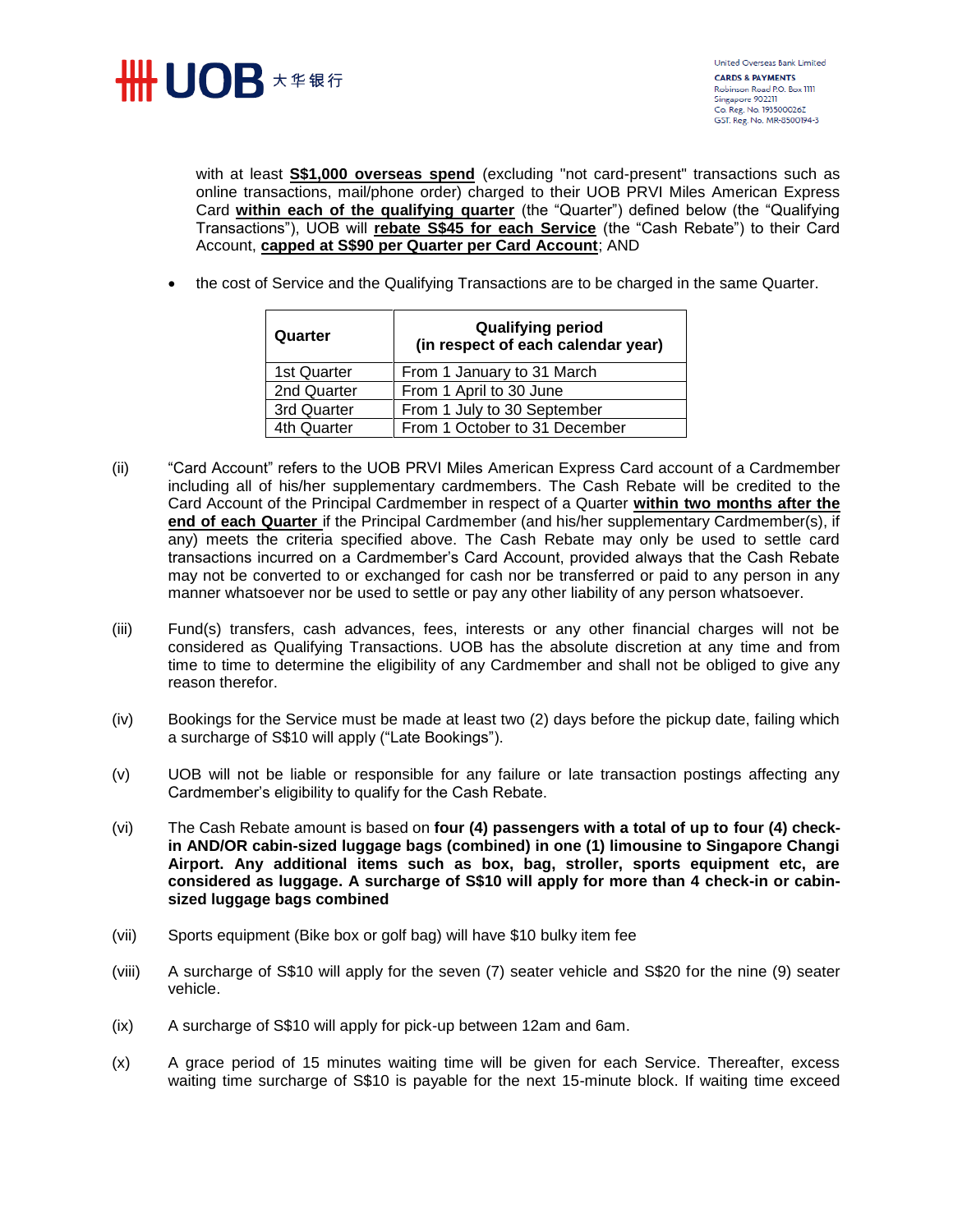with at least **S$1,000 overseas spend** (excluding "not card-present" transactions such as online transactions, mail/phone order) charged to their UOB PRVI Miles American Express Card **within each of the qualifying quarter** (the "Quarter") defined below (the "Qualifying Transactions"), UOB will **rebate S$45 for each Service** (the "Cash Rebate") to their Card Account, **capped at S$90 per Quarter per Card Account**; AND

- the cost of Service and the Qualifying Transactions are to be charged in the same Quarter.

| Quarter | Qualifying period (in respect of each calendar year) |
|---|---|
| 1st Quarter | From 1 January to 31 March |
| 2nd Quarter | From 1 April to 30 June |
| 3rd Quarter | From 1 July to 30 September |
| 4th Quarter | From 1 October to 31 December |

(ii) "Card Account" refers to the UOB PRVI Miles American Express Card account of a Cardmember including all of his/her supplementary cardmembers. The Cash Rebate will be credited to the Card Account of the Principal Cardmember in respect of a Quarter **within two months after the end of each Quarter** if the Principal Cardmember (and his/her supplementary Cardmember(s), if any) meets the criteria specified above. The Cash Rebate may only be used to settle card transactions incurred on a Cardmember's Card Account, provided always that the Cash Rebate may not be converted to or exchanged for cash nor be transferred or paid to any person in any manner whatsoever nor be used to settle or pay any other liability of any person whatsoever.

(iii) Fund(s) transfers, cash advances, fees, interests or any other financial charges will not be considered as Qualifying Transactions. UOB has the absolute discretion at any time and from time to time to determine the eligibility of any Cardmember and shall not be obliged to give any reason therefor.

(iv) Bookings for the Service must be made at least two (2) days before the pickup date, failing which a surcharge of S$10 will apply ("Late Bookings").

(v) UOB will not be liable or responsible for any failure or late transaction postings affecting any Cardmember's eligibility to qualify for the Cash Rebate.

(vi) The Cash Rebate amount is based on **four (4) passengers with a total of up to four (4) check-in AND/OR cabin-sized luggage bags (combined) in one (1) limousine to Singapore Changi Airport. Any additional items such as box, bag, stroller, sports equipment etc, are considered as luggage. A surcharge of S$10 will apply for more than 4 check-in or cabin-sized luggage bags combined**

(vii) Sports equipment (Bike box or golf bag) will have $10 bulky item fee

(viii) A surcharge of S$10 will apply for the seven (7) seater vehicle and S$20 for the nine (9) seater vehicle.

(ix) A surcharge of S$10 will apply for pick-up between 12am and 6am.

(x) A grace period of 15 minutes waiting time will be given for each Service. Thereafter, excess waiting time surcharge of S$10 is payable for the next 15-minute block. If waiting time exceed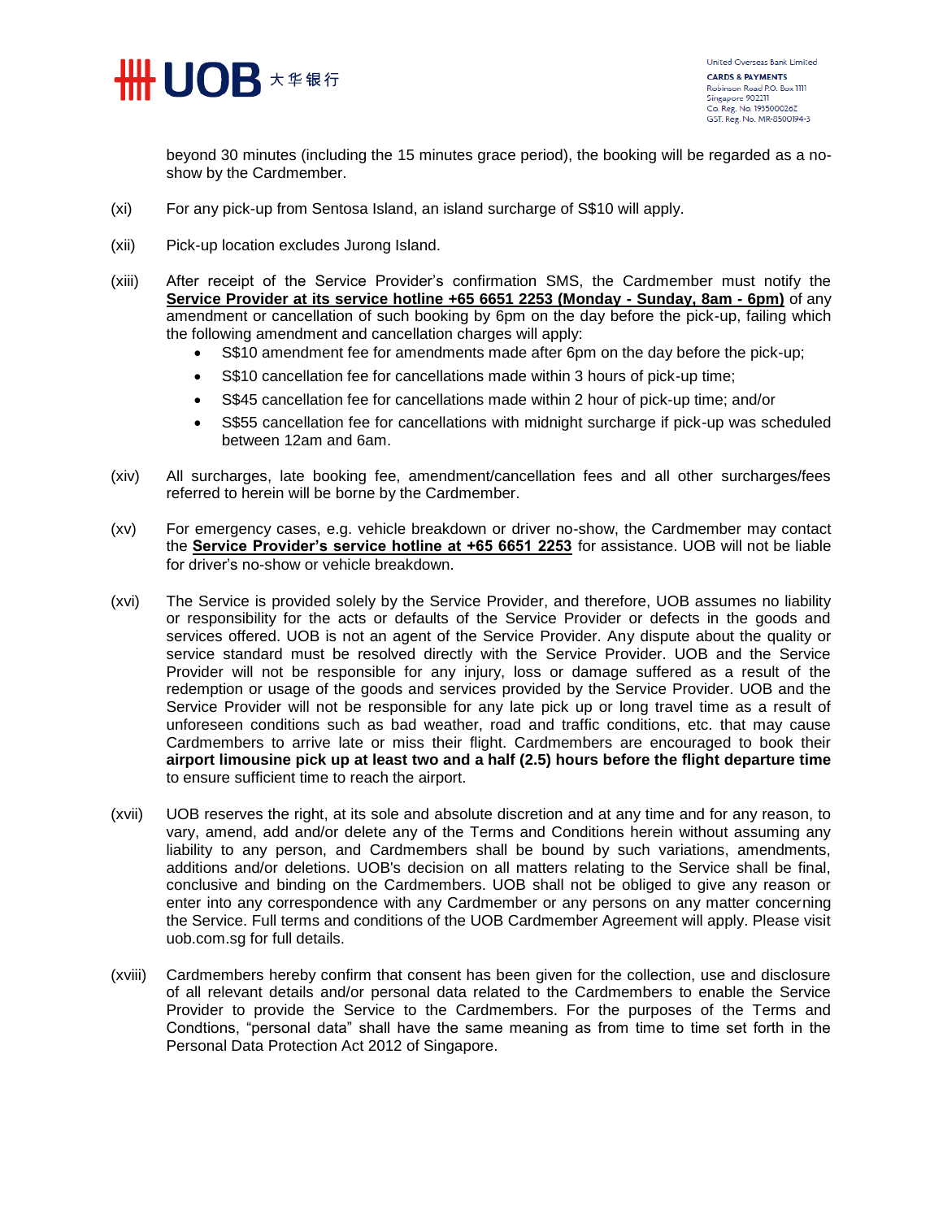beyond 30 minutes (including the 15 minutes grace period), the booking will be regarded as a no-show by the Cardmember.

(xi) For any pick-up from Sentosa Island, an island surcharge of S$10 will apply.

(xii) Pick-up location excludes Jurong Island.

(xiii) After receipt of the Service Provider's confirmation SMS, the Cardmember must notify the **Service Provider at its service hotline +65 6651 2253 (Monday - Sunday, 8am - 6pm)** of any amendment or cancellation of such booking by 6pm on the day before the pick-up, failing which the following amendment and cancellation charges will apply:

- S$10 amendment fee for amendments made after 6pm on the day before the pick-up;
- S$10 cancellation fee for cancellations made within 3 hours of pick-up time;
- S$45 cancellation fee for cancellations made within 2 hour of pick-up time; and/or
- S$55 cancellation fee for cancellations with midnight surcharge if pick-up was scheduled between 12am and 6am.

(xiv) All surcharges, late booking fee, amendment/cancellation fees and all other surcharges/fees referred to herein will be borne by the Cardmember.

(xv) For emergency cases, e.g. vehicle breakdown or driver no-show, the Cardmember may contact the **Service Provider's service hotline at +65 6651 2253** for assistance. UOB will not be liable for driver's no-show or vehicle breakdown.

(xvi) The Service is provided solely by the Service Provider, and therefore, UOB assumes no liability or responsibility for the acts or defaults of the Service Provider or defects in the goods and services offered. UOB is not an agent of the Service Provider. Any dispute about the quality or service standard must be resolved directly with the Service Provider. UOB and the Service Provider will not be responsible for any injury, loss or damage suffered as a result of the redemption or usage of the goods and services provided by the Service Provider. UOB and the Service Provider will not be responsible for any late pick up or long travel time as a result of unforeseen conditions such as bad weather, road and traffic conditions, etc. that may cause Cardmembers to arrive late or miss their flight. Cardmembers are encouraged to book their **airport limousine pick up at least two and a half (2.5) hours before the flight departure time** to ensure sufficient time to reach the airport.

(xvii) UOB reserves the right, at its sole and absolute discretion and at any time and for any reason, to vary, amend, add and/or delete any of the Terms and Conditions herein without assuming any liability to any person, and Cardmembers shall be bound by such variations, amendments, additions and/or deletions. UOB's decision on all matters relating to the Service shall be final, conclusive and binding on the Cardmembers. UOB shall not be obliged to give any reason or enter into any correspondence with any Cardmember or any persons on any matter concerning the Service. Full terms and conditions of the UOB Cardmember Agreement will apply. Please visit uob.com.sg for full details.

(xviii) Cardmembers hereby confirm that consent has been given for the collection, use and disclosure of all relevant details and/or personal data related to the Cardmembers to enable the Service Provider to provide the Service to the Cardmembers. For the purposes of the Terms and Condtions, "personal data" shall have the same meaning as from time to time set forth in the Personal Data Protection Act 2012 of Singapore.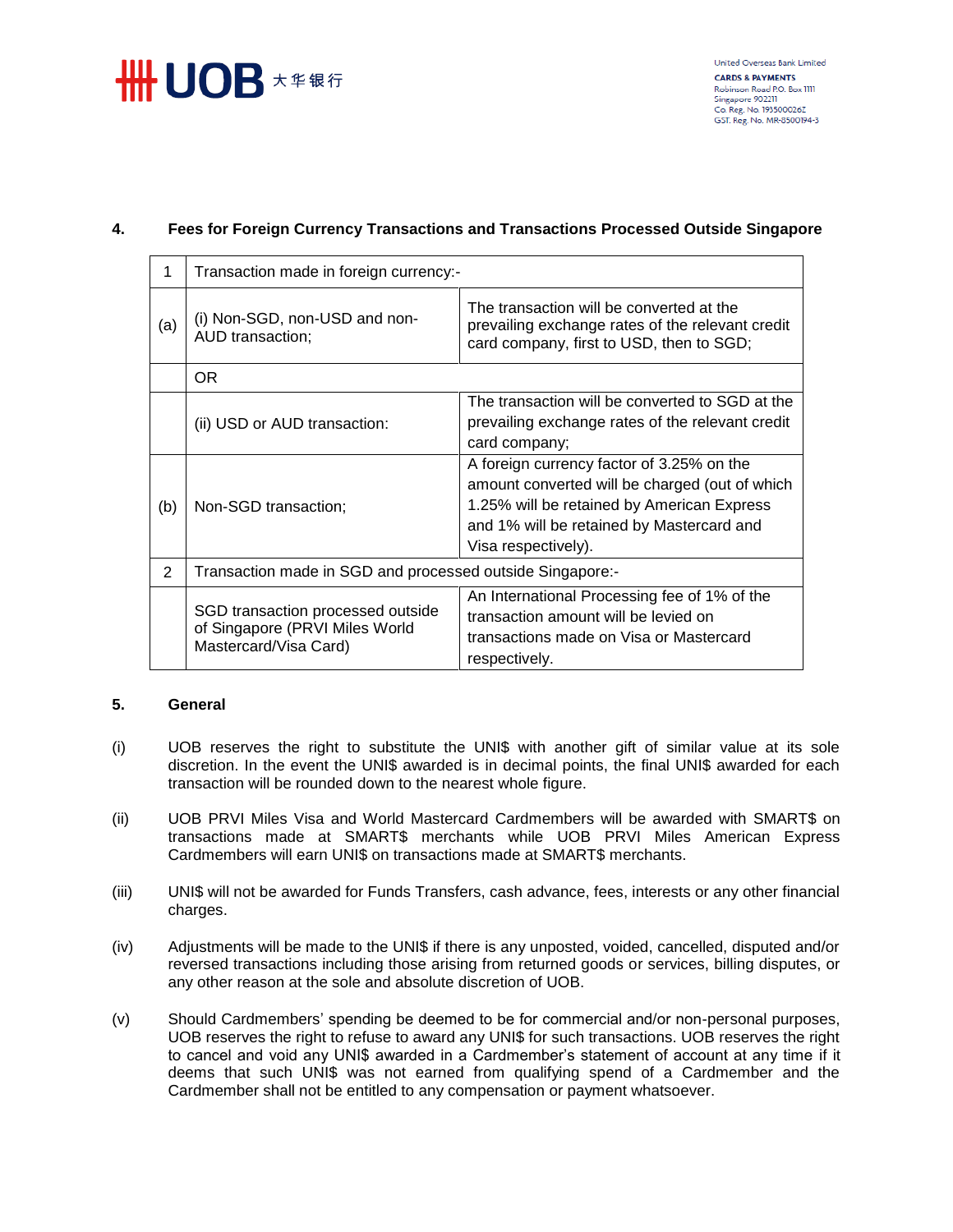## 4. Fees for Foreign Currency Transactions and Transactions Processed Outside Singapore

| 1 | Transaction made in foreign currency:- | |
|---|---|---|
| (a) | (i) Non-SGD, non-USD and non-AUD transaction; | The transaction will be converted at the prevailing exchange rates of the relevant credit card company, first to USD, then to SGD; |
| | OR | |
| | (ii) USD or AUD transaction: | The transaction will be converted to SGD at the prevailing exchange rates of the relevant credit card company; |
| (b) | Non-SGD transaction; | A foreign currency factor of 3.25% on the amount converted will be charged (out of which 1.25% will be retained by American Express and 1% will be retained by Mastercard and Visa respectively). |
| 2 | Transaction made in SGD and processed outside Singapore:- | |
| | SGD transaction processed outside of Singapore (PRVI Miles World Mastercard/Visa Card) | An International Processing fee of 1% of the transaction amount will be levied on transactions made on Visa or Mastercard respectively. |

## 5. General

(i) UOB reserves the right to substitute the UNI$ with another gift of similar value at its sole discretion. In the event the UNI$ awarded is in decimal points, the final UNI$ awarded for each transaction will be rounded down to the nearest whole figure.

(ii) UOB PRVI Miles Visa and World Mastercard Cardmembers will be awarded with SMART$ on transactions made at SMART$ merchants while UOB PRVI Miles American Express Cardmembers will earn UNI$ on transactions made at SMART$ merchants.

(iii) UNI$ will not be awarded for Funds Transfers, cash advance, fees, interests or any other financial charges.

(iv) Adjustments will be made to the UNI$ if there is any unposted, voided, cancelled, disputed and/or reversed transactions including those arising from returned goods or services, billing disputes, or any other reason at the sole and absolute discretion of UOB.

(v) Should Cardmembers' spending be deemed to be for commercial and/or non-personal purposes, UOB reserves the right to refuse to award any UNI$ for such transactions. UOB reserves the right to cancel and void any UNI$ awarded in a Cardmember's statement of account at any time if it deems that such UNI$ was not earned from qualifying spend of a Cardmember and the Cardmember shall not be entitled to any compensation or payment whatsoever.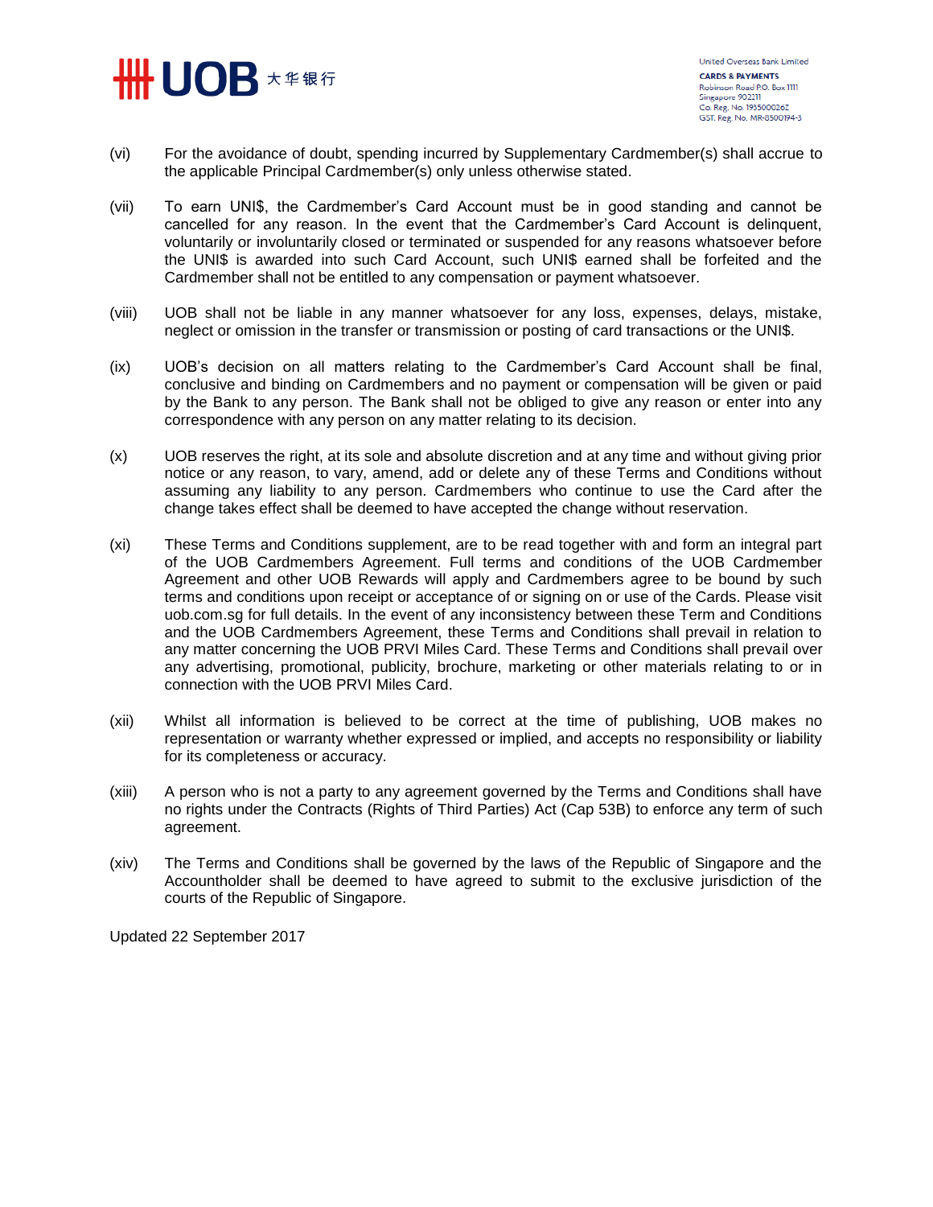(vi) For the avoidance of doubt, spending incurred by Supplementary Cardmember(s) shall accrue to the applicable Principal Cardmember(s) only unless otherwise stated.

(vii) To earn UNI$, the Cardmember's Card Account must be in good standing and cannot be cancelled for any reason. In the event that the Cardmember's Card Account is delinquent, voluntarily or involuntarily closed or terminated or suspended for any reasons whatsoever before the UNI$ is awarded into such Card Account, such UNI$ earned shall be forfeited and the Cardmember shall not be entitled to any compensation or payment whatsoever.

(viii) UOB shall not be liable in any manner whatsoever for any loss, expenses, delays, mistake, neglect or omission in the transfer or transmission or posting of card transactions or the UNI$.

(ix) UOB's decision on all matters relating to the Cardmember's Card Account shall be final, conclusive and binding on Cardmembers and no payment or compensation will be given or paid by the Bank to any person. The Bank shall not be obliged to give any reason or enter into any correspondence with any person on any matter relating to its decision.

(x) UOB reserves the right, at its sole and absolute discretion and at any time and without giving prior notice or any reason, to vary, amend, add or delete any of these Terms and Conditions without assuming any liability to any person. Cardmembers who continue to use the Card after the change takes effect shall be deemed to have accepted the change without reservation.

(xi) These Terms and Conditions supplement, are to be read together with and form an integral part of the UOB Cardmembers Agreement. Full terms and conditions of the UOB Cardmember Agreement and other UOB Rewards will apply and Cardmembers agree to be bound by such terms and conditions upon receipt or acceptance of or signing on or use of the Cards. Please visit uob.com.sg for full details. In the event of any inconsistency between these Term and Conditions and the UOB Cardmembers Agreement, these Terms and Conditions shall prevail in relation to any matter concerning the UOB PRVI Miles Card. These Terms and Conditions shall prevail over any advertising, promotional, publicity, brochure, marketing or other materials relating to or in connection with the UOB PRVI Miles Card.

(xii) Whilst all information is believed to be correct at the time of publishing, UOB makes no representation or warranty whether expressed or implied, and accepts no responsibility or liability for its completeness or accuracy.

(xiii) A person who is not a party to any agreement governed by the Terms and Conditions shall have no rights under the Contracts (Rights of Third Parties) Act (Cap 53B) to enforce any term of such agreement.

(xiv) The Terms and Conditions shall be governed by the laws of the Republic of Singapore and the Accountholder shall be deemed to have agreed to submit to the exclusive jurisdiction of the courts of the Republic of Singapore.

Updated 22 September 2017